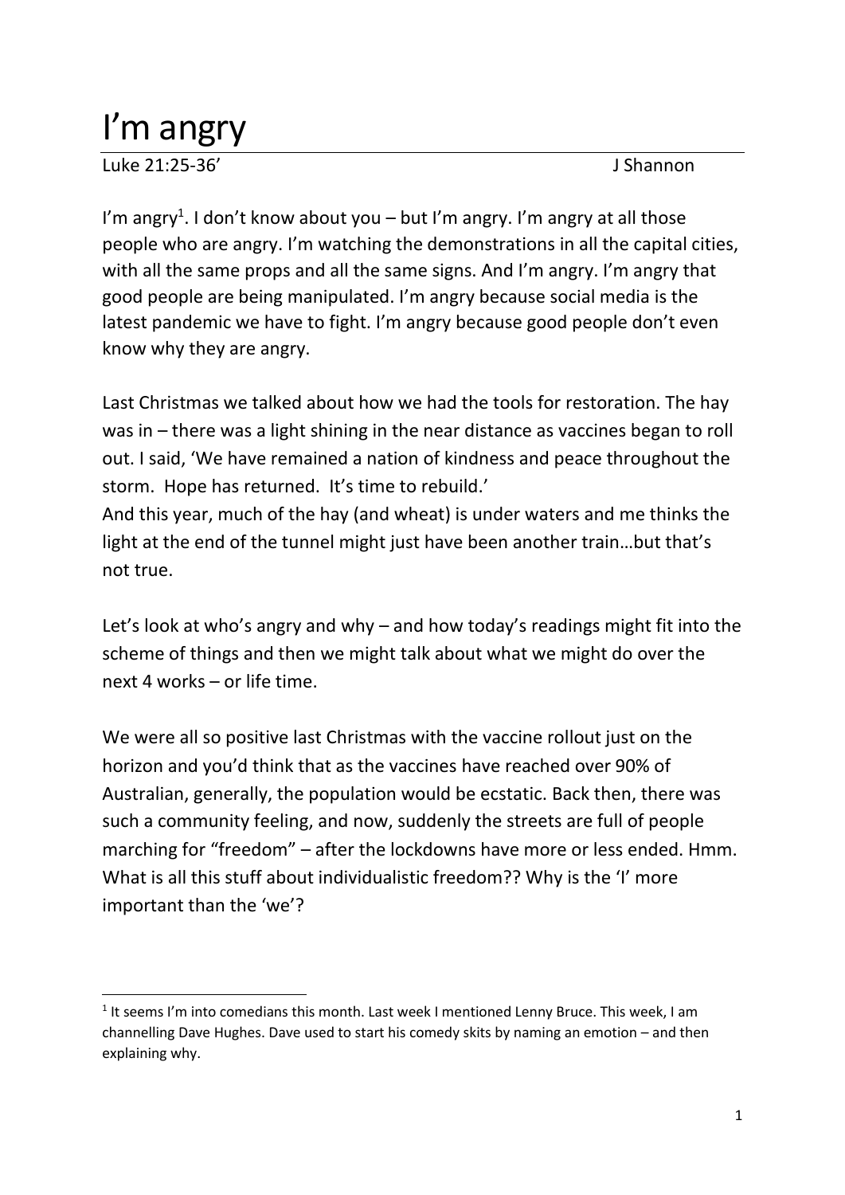# I'm angry

Luke 21:25-36' J Shannon

I'm angry[1]. I don't know about you – but I'm angry. I'm angry at all those people who are angry. I'm watching the demonstrations in all the capital cities, with all the same props and all the same signs. And I'm angry. I'm angry that good people are being manipulated. I'm angry because social media is the latest pandemic we have to fight. I'm angry because good people don't even know why they are angry.

Last Christmas we talked about how we had the tools for restoration. The hay was in – there was a light shining in the near distance as vaccines began to roll out. I said, 'We have remained a nation of kindness and peace throughout the storm. Hope has returned. It's time to rebuild.'
And this year, much of the hay (and wheat) is under waters and me thinks the light at the end of the tunnel might just have been another train…but that's not true.

Let's look at who's angry and why – and how today's readings might fit into the scheme of things and then we might talk about what we might do over the next 4 works – or life time.

We were all so positive last Christmas with the vaccine rollout just on the horizon and you'd think that as the vaccines have reached over 90% of Australian, generally, the population would be ecstatic. Back then, there was such a community feeling, and now, suddenly the streets are full of people marching for "freedom" – after the lockdowns have more or less ended. Hmm. What is all this stuff about individualistic freedom?? Why is the 'I' more important than the 'we'?

---

[1] It seems I'm into comedians this month. Last week I mentioned Lenny Bruce. This week, I am channelling Dave Hughes. Dave used to start his comedy skits by naming an emotion – and then explaining why.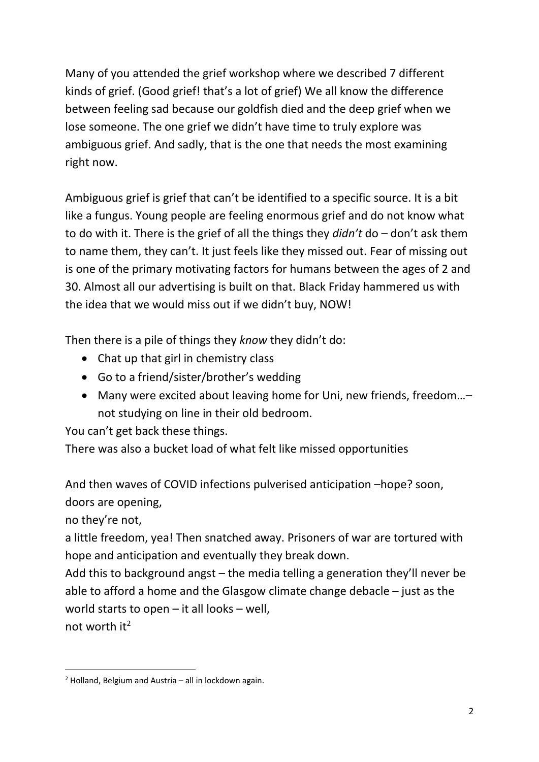Many of you attended the grief workshop where we described 7 different kinds of grief. (Good grief! that's a lot of grief) We all know the difference between feeling sad because our goldfish died and the deep grief when we lose someone. The one grief we didn't have time to truly explore was ambiguous grief. And sadly, that is the one that needs the most examining right now.

Ambiguous grief is grief that can't be identified to a specific source. It is a bit like a fungus. Young people are feeling enormous grief and do not know what to do with it. There is the grief of all the things they *didn't* do – don't ask them to name them, they can't. It just feels like they missed out. Fear of missing out is one of the primary motivating factors for humans between the ages of 2 and 30. Almost all our advertising is built on that. Black Friday hammered us with the idea that we would miss out if we didn't buy, NOW!

Then there is a pile of things they *know* they didn't do:

- Chat up that girl in chemistry class
- Go to a friend/sister/brother's wedding
- Many were excited about leaving home for Uni, new friends, freedom…– not studying on line in their old bedroom.

You can't get back these things.
There was also a bucket load of what felt like missed opportunities

And then waves of COVID infections pulverised anticipation –hope? soon, doors are opening,
no they're not,
a little freedom, yea! Then snatched away. Prisoners of war are tortured with hope and anticipation and eventually they break down.
Add this to background angst – the media telling a generation they'll never be able to afford a home and the Glasgow climate change debacle – just as the world starts to open – it all looks – well,
not worth it[2]

[2] Holland, Belgium and Austria – all in lockdown again.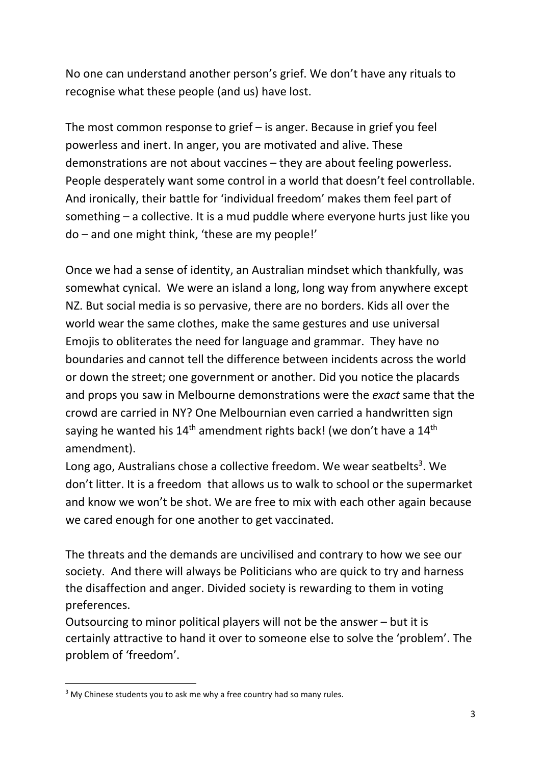No one can understand another person's grief. We don't have any rituals to recognise what these people (and us) have lost.

The most common response to grief – is anger. Because in grief you feel powerless and inert. In anger, you are motivated and alive. These demonstrations are not about vaccines – they are about feeling powerless. People desperately want some control in a world that doesn't feel controllable. And ironically, their battle for 'individual freedom' makes them feel part of something – a collective. It is a mud puddle where everyone hurts just like you do – and one might think, 'these are my people!'

Once we had a sense of identity, an Australian mindset which thankfully, was somewhat cynical. We were an island a long, long way from anywhere except NZ. But social media is so pervasive, there are no borders. Kids all over the world wear the same clothes, make the same gestures and use universal Emojis to obliterates the need for language and grammar. They have no boundaries and cannot tell the difference between incidents across the world or down the street; one government or another. Did you notice the placards and props you saw in Melbourne demonstrations were the *exact* same that the crowd are carried in NY? One Melbournian even carried a handwritten sign saying he wanted his 14th amendment rights back! (we don't have a 14th amendment).

Long ago, Australians chose a collective freedom. We wear seatbelts[3]. We don't litter. It is a freedom that allows us to walk to school or the supermarket and know we won't be shot. We are free to mix with each other again because we cared enough for one another to get vaccinated.

The threats and the demands are uncivilised and contrary to how we see our society. And there will always be Politicians who are quick to try and harness the disaffection and anger. Divided society is rewarding to them in voting preferences.

Outsourcing to minor political players will not be the answer – but it is certainly attractive to hand it over to someone else to solve the 'problem'. The problem of 'freedom'.

---

[3] My Chinese students you to ask me why a free country had so many rules.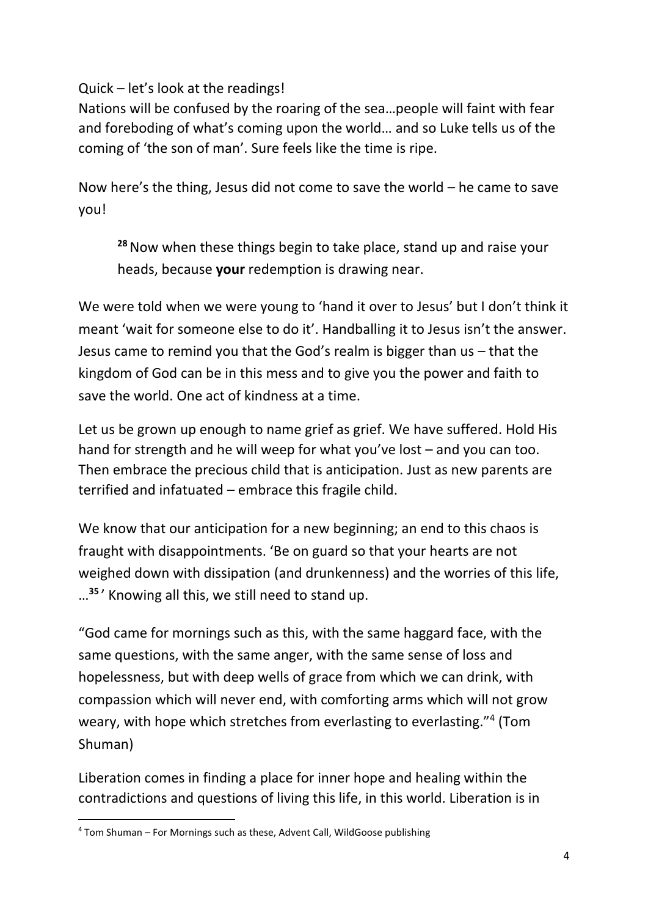Quick – let's look at the readings!
Nations will be confused by the roaring of the sea…people will faint with fear and foreboding of what's coming upon the world… and so Luke tells us of the coming of 'the son of man'. Sure feels like the time is ripe.

Now here's the thing, Jesus did not come to save the world – he came to save you!

> **28** Now when these things begin to take place, stand up and raise your heads, because **your** redemption is drawing near.

We were told when we were young to 'hand it over to Jesus' but I don't think it meant 'wait for someone else to do it'. Handballing it to Jesus isn't the answer. Jesus came to remind you that the God's realm is bigger than us – that the kingdom of God can be in this mess and to give you the power and faith to save the world. One act of kindness at a time.

Let us be grown up enough to name grief as grief. We have suffered. Hold His hand for strength and he will weep for what you've lost – and you can too. Then embrace the precious child that is anticipation. Just as new parents are terrified and infatuated – embrace this fragile child.

We know that our anticipation for a new beginning; an end to this chaos is fraught with disappointments. 'Be on guard so that your hearts are not weighed down with dissipation (and drunkenness) and the worries of this life, …**35**' Knowing all this, we still need to stand up.

"God came for mornings such as this, with the same haggard face, with the same questions, with the same anger, with the same sense of loss and hopelessness, but with deep wells of grace from which we can drink, with compassion which will never end, with comforting arms which will not grow weary, with hope which stretches from everlasting to everlasting."[4] (Tom Shuman)

Liberation comes in finding a place for inner hope and healing within the contradictions and questions of living this life, in this world. Liberation is in

---

[4] Tom Shuman – For Mornings such as these, Advent Call, WildGoose publishing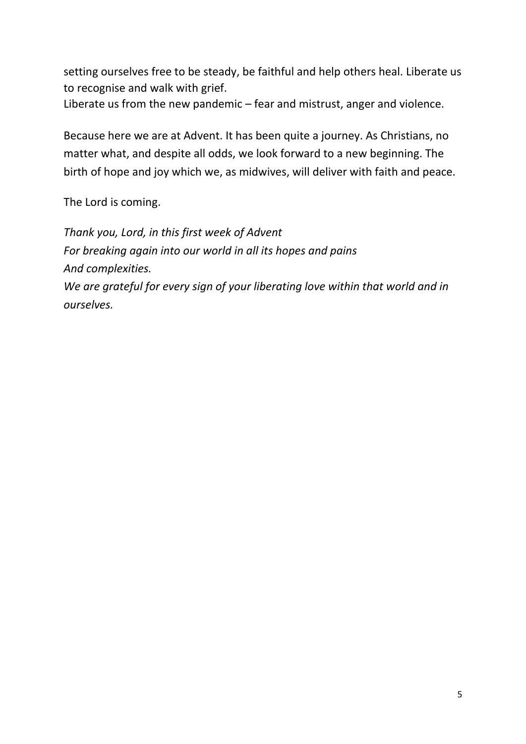setting ourselves free to be steady, be faithful and help others heal. Liberate us to recognise and walk with grief.
Liberate us from the new pandemic – fear and mistrust, anger and violence.

Because here we are at Advent. It has been quite a journey. As Christians, no matter what, and despite all odds, we look forward to a new beginning. The birth of hope and joy which we, as midwives, will deliver with faith and peace.

The Lord is coming.

*Thank you, Lord, in this first week of Advent*
*For breaking again into our world in all its hopes and pains*
*And complexities.*
*We are grateful for every sign of your liberating love within that world and in ourselves.*